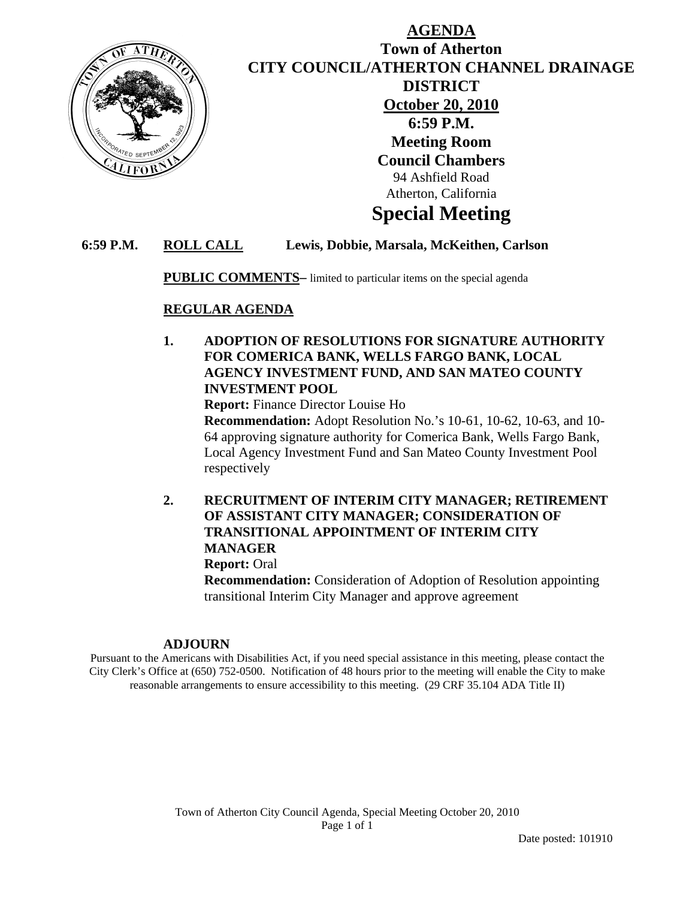# AGENDA

## Town of Atherton
## CITY COUNCIL/ATHERTON CHANNEL DRAINAGE DISTRICT
## October 20, 2010
## 6:59 P.M.
## Meeting Room
## Council Chambers

94 Ashfield Road
Atherton, California

# Special Meeting

**6:59 P.M.** **ROLL CALL** **Lewis, Dobbie, Marsala, McKeithen, Carlson**

**PUBLIC COMMENTS–** limited to particular items on the special agenda

**REGULAR AGENDA**

**1. ADOPTION OF RESOLUTIONS FOR SIGNATURE AUTHORITY FOR COMERICA BANK, WELLS FARGO BANK, LOCAL AGENCY INVESTMENT FUND, AND SAN MATEO COUNTY INVESTMENT POOL**

**Report:** Finance Director Louise Ho

**Recommendation:** Adopt Resolution No.'s 10-61, 10-62, 10-63, and 10-64 approving signature authority for Comerica Bank, Wells Fargo Bank, Local Agency Investment Fund and San Mateo County Investment Pool respectively

**2. RECRUITMENT OF INTERIM CITY MANAGER; RETIREMENT OF ASSISTANT CITY MANAGER; CONSIDERATION OF TRANSITIONAL APPOINTMENT OF INTERIM CITY MANAGER**

**Report:** Oral

**Recommendation:** Consideration of Adoption of Resolution appointing transitional Interim City Manager and approve agreement

**ADJOURN**

Pursuant to the Americans with Disabilities Act, if you need special assistance in this meeting, please contact the City Clerk's Office at (650) 752-0500. Notification of 48 hours prior to the meeting will enable the City to make reasonable arrangements to ensure accessibility to this meeting. (29 CRF 35.104 ADA Title II)

Date posted: 101910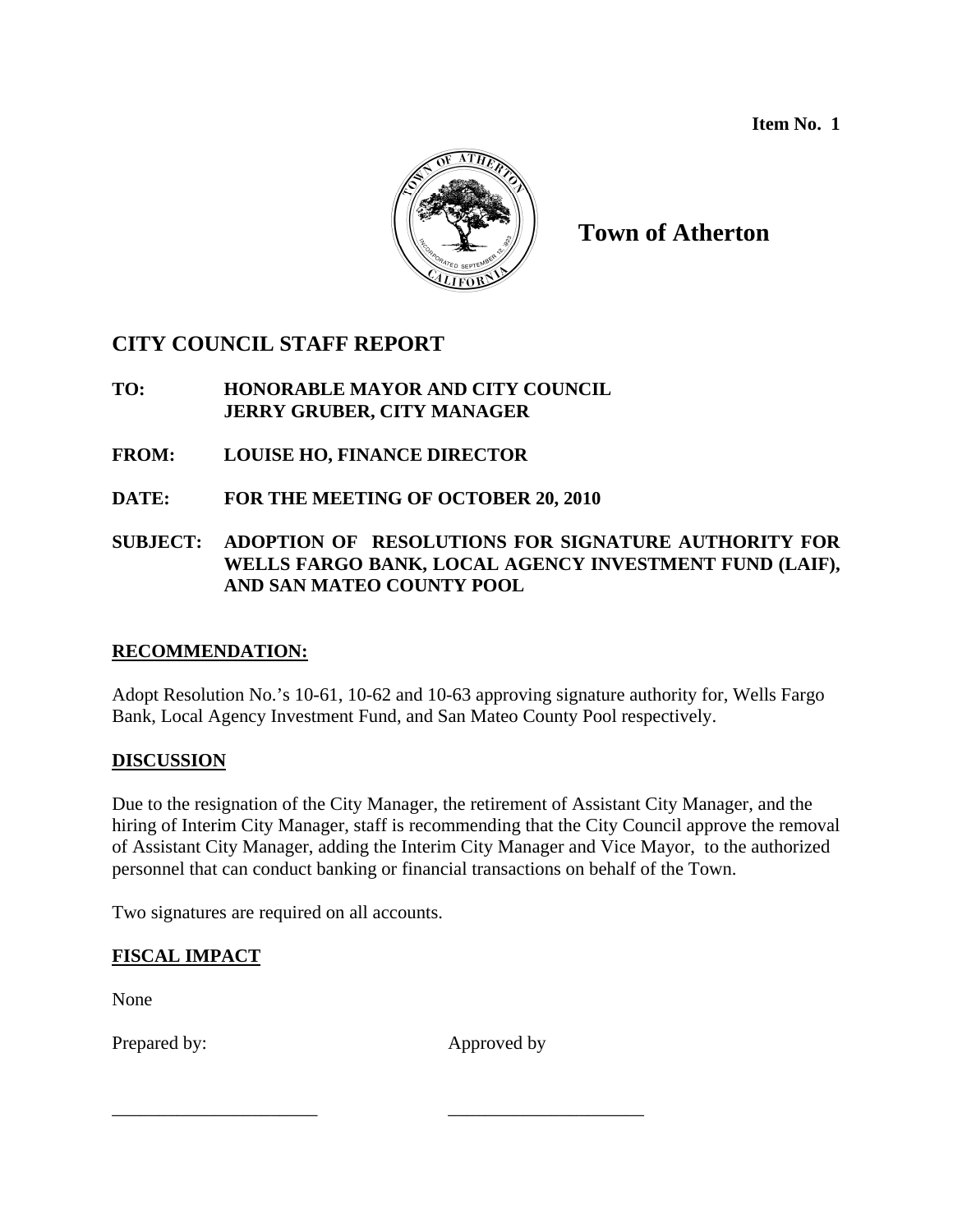**Item No. 1**

# Town of Atherton

## CITY COUNCIL STAFF REPORT

**TO:** **HONORABLE MAYOR AND CITY COUNCIL**
**JERRY GRUBER, CITY MANAGER**

**FROM:** **LOUISE HO, FINANCE DIRECTOR**

**DATE:** **FOR THE MEETING OF OCTOBER 20, 2010**

**SUBJECT:** **ADOPTION OF RESOLUTIONS FOR SIGNATURE AUTHORITY FOR WELLS FARGO BANK, LOCAL AGENCY INVESTMENT FUND (LAIF), AND SAN MATEO COUNTY POOL**

### RECOMMENDATION:

Adopt Resolution No.'s 10-61, 10-62 and 10-63 approving signature authority for, Wells Fargo Bank, Local Agency Investment Fund, and San Mateo County Pool respectively.

### DISCUSSION

Due to the resignation of the City Manager, the retirement of Assistant City Manager, and the hiring of Interim City Manager, staff is recommending that the City Council approve the removal of Assistant City Manager, adding the Interim City Manager and Vice Mayor, to the authorized personnel that can conduct banking or financial transactions on behalf of the Town.

Two signatures are required on all accounts.

### FISCAL IMPACT

None

Prepared by: Approved by

\_\_\_\_\_\_\_\_\_\_\_\_\_\_\_\_\_\_\_\_\_\_ \_\_\_\_\_\_\_\_\_\_\_\_\_\_\_\_\_\_\_\_\_\_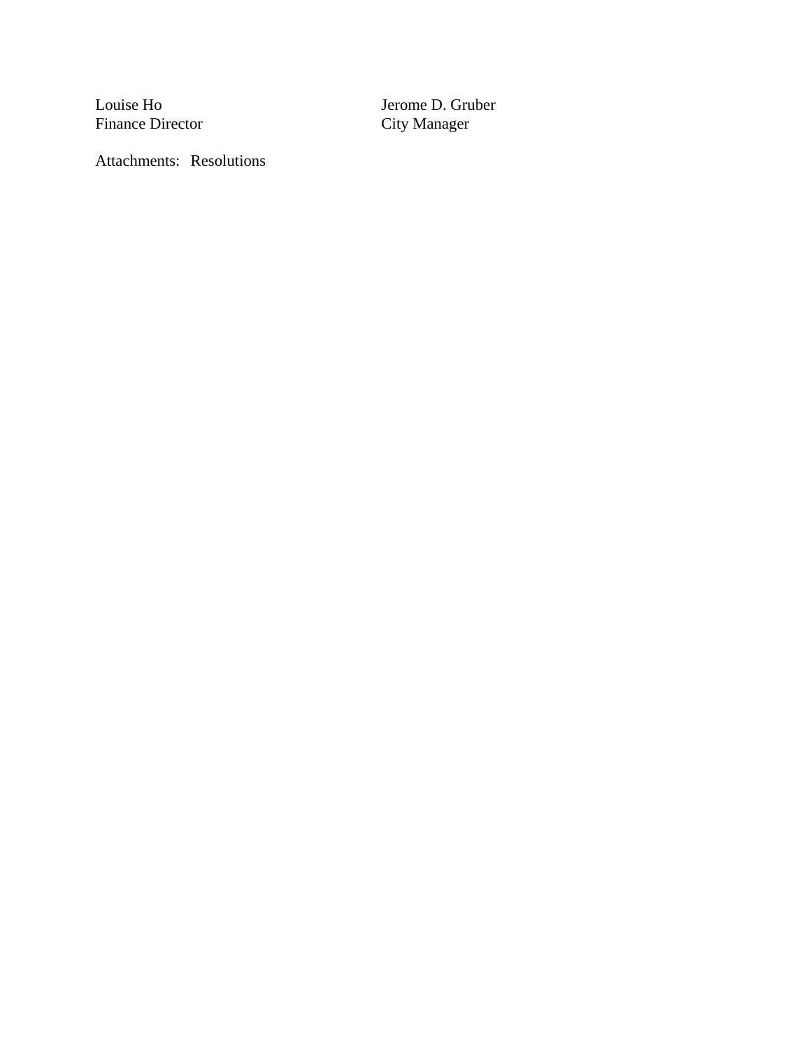Louise Ho
Finance Director

Jerome D. Gruber
City Manager

Attachments: Resolutions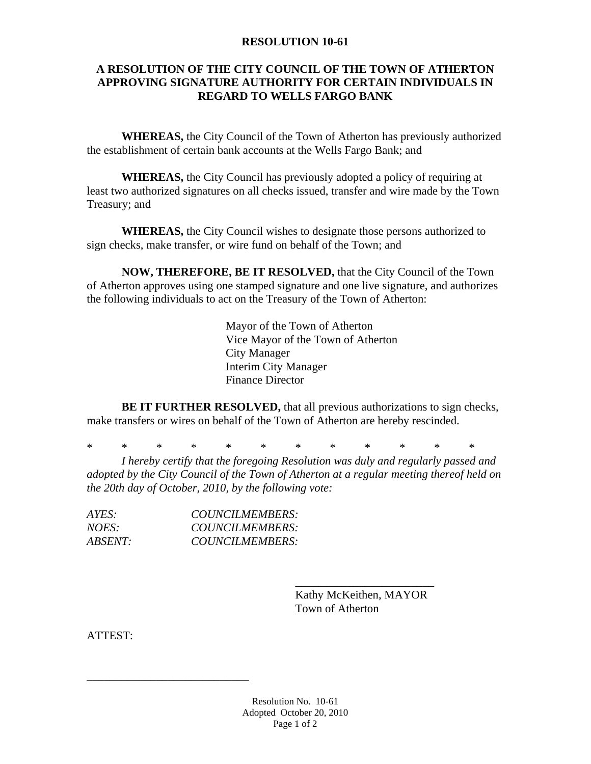# RESOLUTION 10-61

## A RESOLUTION OF THE CITY COUNCIL OF THE TOWN OF ATHERTON APPROVING SIGNATURE AUTHORITY FOR CERTAIN INDIVIDUALS IN REGARD TO WELLS FARGO BANK

**WHEREAS,** the City Council of the Town of Atherton has previously authorized the establishment of certain bank accounts at the Wells Fargo Bank; and

**WHEREAS,** the City Council has previously adopted a policy of requiring at least two authorized signatures on all checks issued, transfer and wire made by the Town Treasury; and

**WHEREAS,** the City Council wishes to designate those persons authorized to sign checks, make transfer, or wire fund on behalf of the Town; and

**NOW, THEREFORE, BE IT RESOLVED,** that the City Council of the Town of Atherton approves using one stamped signature and one live signature, and authorizes the following individuals to act on the Treasury of the Town of Atherton:

Mayor of the Town of Atherton
Vice Mayor of the Town of Atherton
City Manager
Interim City Manager
Finance Director

**BE IT FURTHER RESOLVED,** that all previous authorizations to sign checks, make transfers or wires on behalf of the Town of Atherton are hereby rescinded.

\* \* \* \* \* \* \* \* \* \* \* \*

*I hereby certify that the foregoing Resolution was duly and regularly passed and adopted by the City Council of the Town of Atherton at a regular meeting thereof held on the 20th day of October, 2010, by the following vote:*

*AYES: COUNCILMEMBERS:*
*NOES: COUNCILMEMBERS:*
*ABSENT: COUNCILMEMBERS:*

________________________
Kathy McKeithen, MAYOR
Town of Atherton

ATTEST:

____________________________

Resolution No. 10-61
Adopted October 20, 2010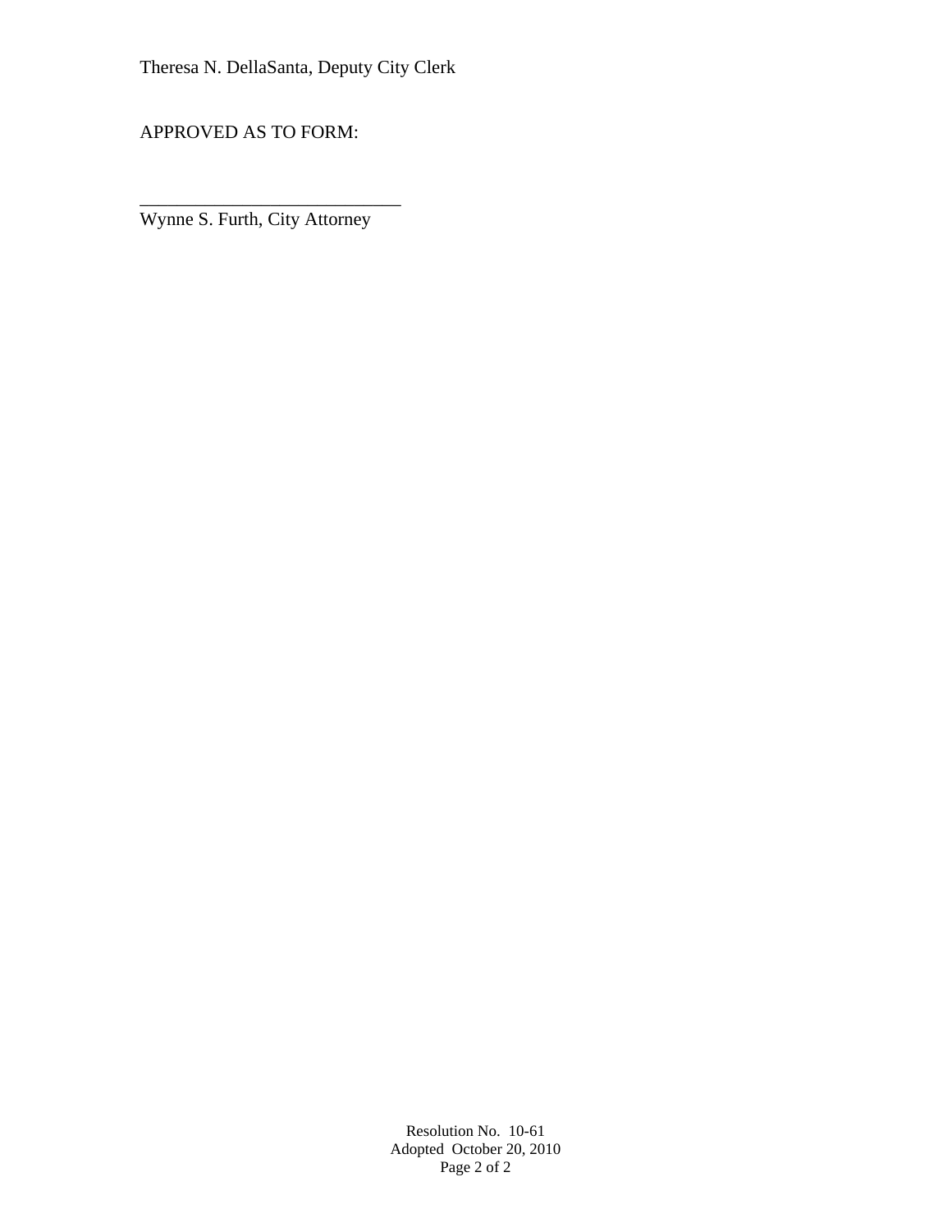Theresa N. DellaSanta, Deputy City Clerk

APPROVED AS TO FORM:

\_\_\_\_\_\_\_\_\_\_\_\_\_\_\_\_\_\_\_\_\_\_\_\_\_\_\_\_

Wynne S. Furth, City Attorney

Resolution No. 10-61
Adopted October 20, 2010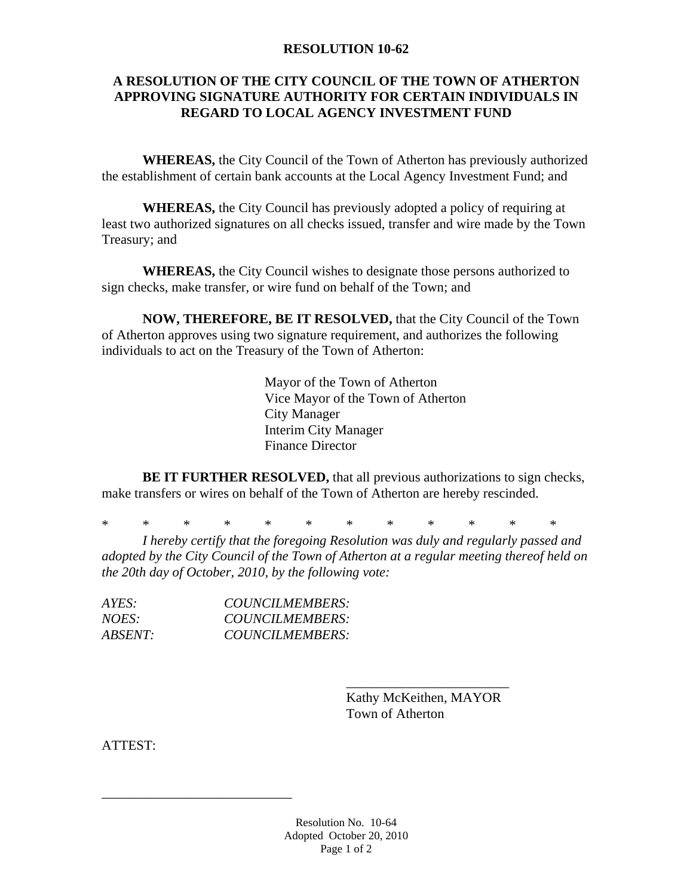**RESOLUTION 10-62**

**A RESOLUTION OF THE CITY COUNCIL OF THE TOWN OF ATHERTON APPROVING SIGNATURE AUTHORITY FOR CERTAIN INDIVIDUALS IN REGARD TO LOCAL AGENCY INVESTMENT FUND**

**WHEREAS,** the City Council of the Town of Atherton has previously authorized the establishment of certain bank accounts at the Local Agency Investment Fund; and

**WHEREAS,** the City Council has previously adopted a policy of requiring at least two authorized signatures on all checks issued, transfer and wire made by the Town Treasury; and

**WHEREAS,** the City Council wishes to designate those persons authorized to sign checks, make transfer, or wire fund on behalf of the Town; and

**NOW, THEREFORE, BE IT RESOLVED,** that the City Council of the Town of Atherton approves using two signature requirement, and authorizes the following individuals to act on the Treasury of the Town of Atherton:

Mayor of the Town of Atherton
Vice Mayor of the Town of Atherton
City Manager
Interim City Manager
Finance Director

**BE IT FURTHER RESOLVED,** that all previous authorizations to sign checks, make transfers or wires on behalf of the Town of Atherton are hereby rescinded.

* * * * * * * * * * * *

*I hereby certify that the foregoing Resolution was duly and regularly passed and adopted by the City Council of the Town of Atherton at a regular meeting thereof held on the 20th day of October, 2010, by the following vote:*

*AYES: COUNCILMEMBERS:*
*NOES: COUNCILMEMBERS:*
*ABSENT: COUNCILMEMBERS:*

________________________
Kathy McKeithen, MAYOR
Town of Atherton

ATTEST:

____________________________

Resolution No. 10-64
Adopted October 20, 2010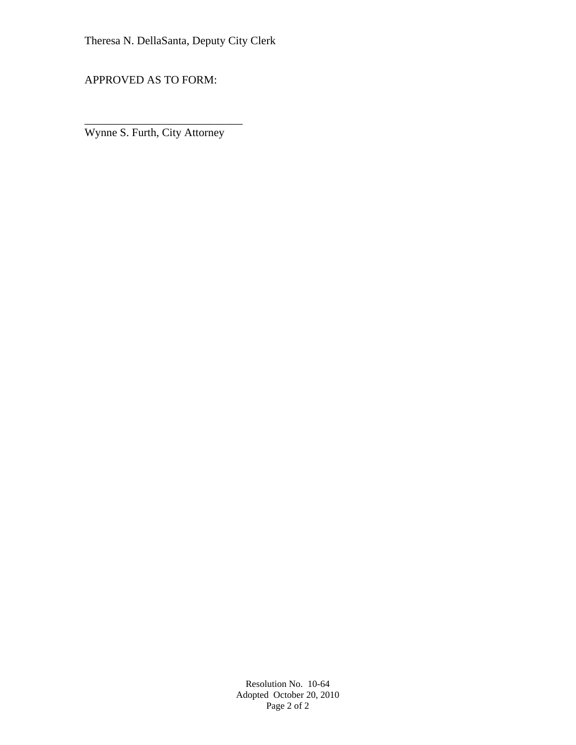Theresa N. DellaSanta, Deputy City Clerk

APPROVED AS TO FORM:

\_\_\_\_\_\_\_\_\_\_\_\_\_\_\_\_\_\_\_\_\_\_\_\_\_\_\_\_\_\_

Wynne S. Furth, City Attorney

Resolution No. 10-64
Adopted October 20, 2010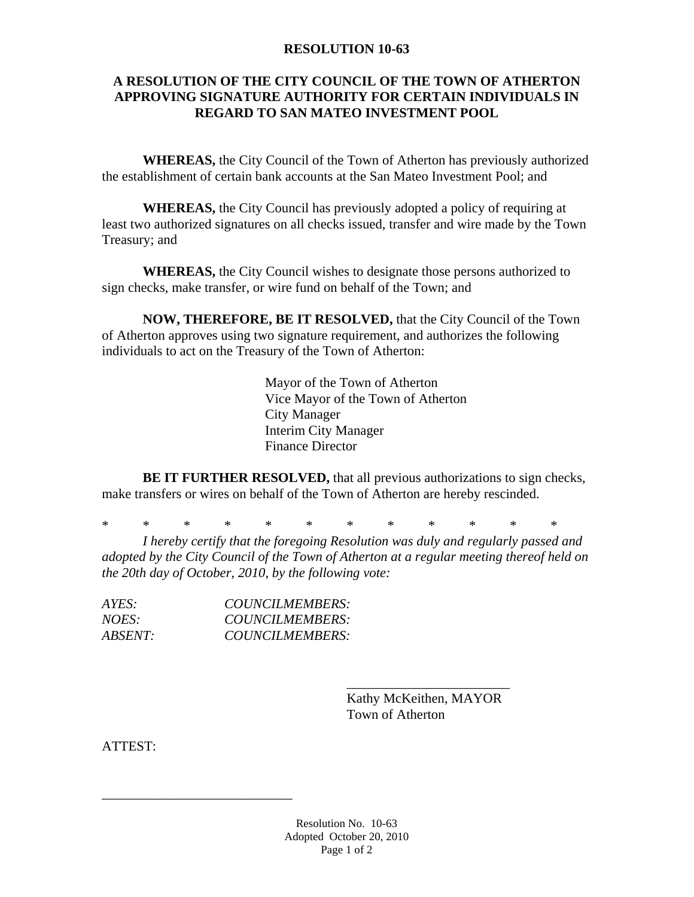# RESOLUTION 10-63

## A RESOLUTION OF THE CITY COUNCIL OF THE TOWN OF ATHERTON APPROVING SIGNATURE AUTHORITY FOR CERTAIN INDIVIDUALS IN REGARD TO SAN MATEO INVESTMENT POOL

**WHEREAS,** the City Council of the Town of Atherton has previously authorized the establishment of certain bank accounts at the San Mateo Investment Pool; and

**WHEREAS,** the City Council has previously adopted a policy of requiring at least two authorized signatures on all checks issued, transfer and wire made by the Town Treasury; and

**WHEREAS,** the City Council wishes to designate those persons authorized to sign checks, make transfer, or wire fund on behalf of the Town; and

**NOW, THEREFORE, BE IT RESOLVED,** that the City Council of the Town of Atherton approves using two signature requirement, and authorizes the following individuals to act on the Treasury of the Town of Atherton:

Mayor of the Town of Atherton
Vice Mayor of the Town of Atherton
City Manager
Interim City Manager
Finance Director

**BE IT FURTHER RESOLVED,** that all previous authorizations to sign checks, make transfers or wires on behalf of the Town of Atherton are hereby rescinded.

\* \* \* \* \* \* \* \* \* \* \* \*

*I hereby certify that the foregoing Resolution was duly and regularly passed and adopted by the City Council of the Town of Atherton at a regular meeting thereof held on the 20th day of October, 2010, by the following vote:*

*AYES: COUNCILMEMBERS:*
*NOES: COUNCILMEMBERS:*
*ABSENT: COUNCILMEMBERS:*

\_\_\_\_\_\_\_\_\_\_\_\_\_\_\_\_\_\_\_\_\_\_\_\_
Kathy McKeithen, MAYOR
Town of Atherton

ATTEST:

\_\_\_\_\_\_\_\_\_\_\_\_\_\_\_\_\_\_\_\_\_\_\_\_\_\_\_\_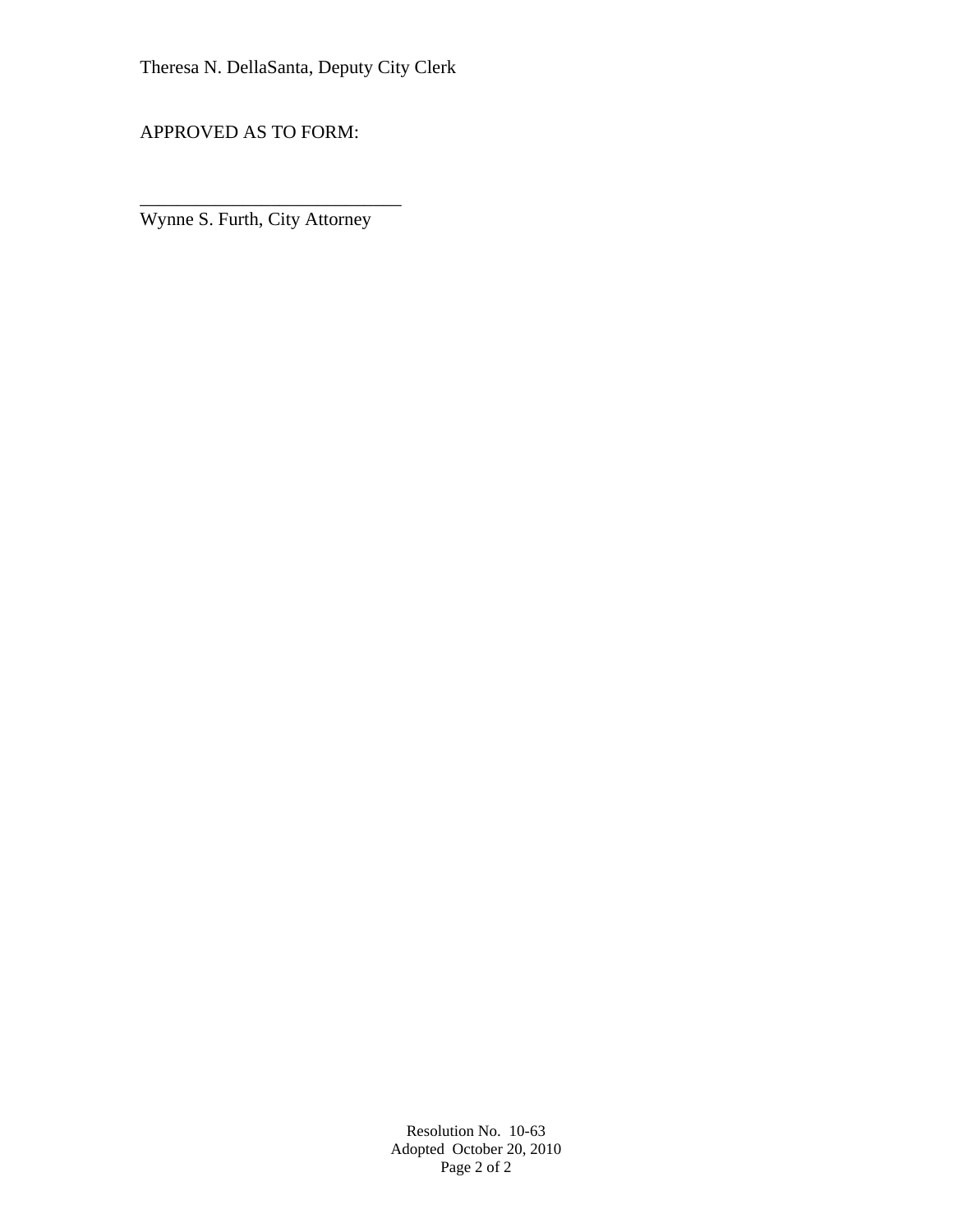Theresa N. DellaSanta, Deputy City Clerk

APPROVED AS TO FORM:

____________________________
Wynne S. Furth, City Attorney